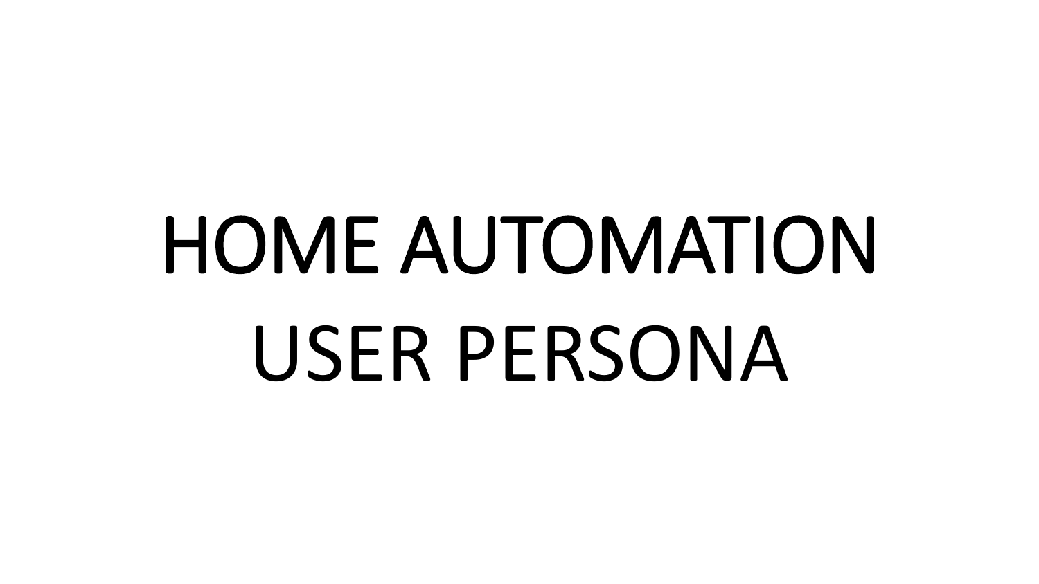# HOME AUTOMATION
# USER PERSONA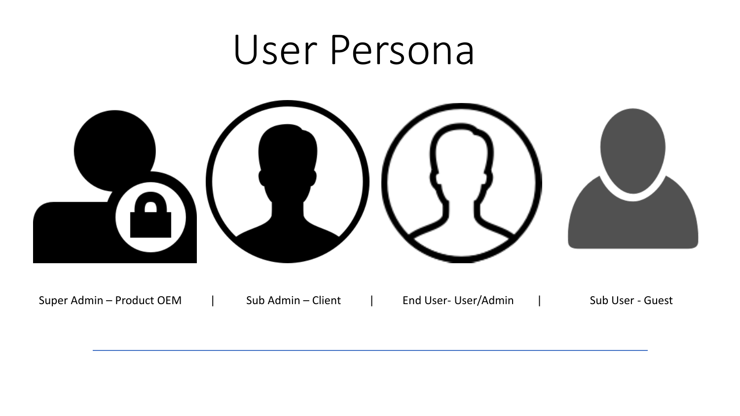# User Persona

Super Admin – Product OEM | Sub Admin – Client | End User- User/Admin | Sub User - Guest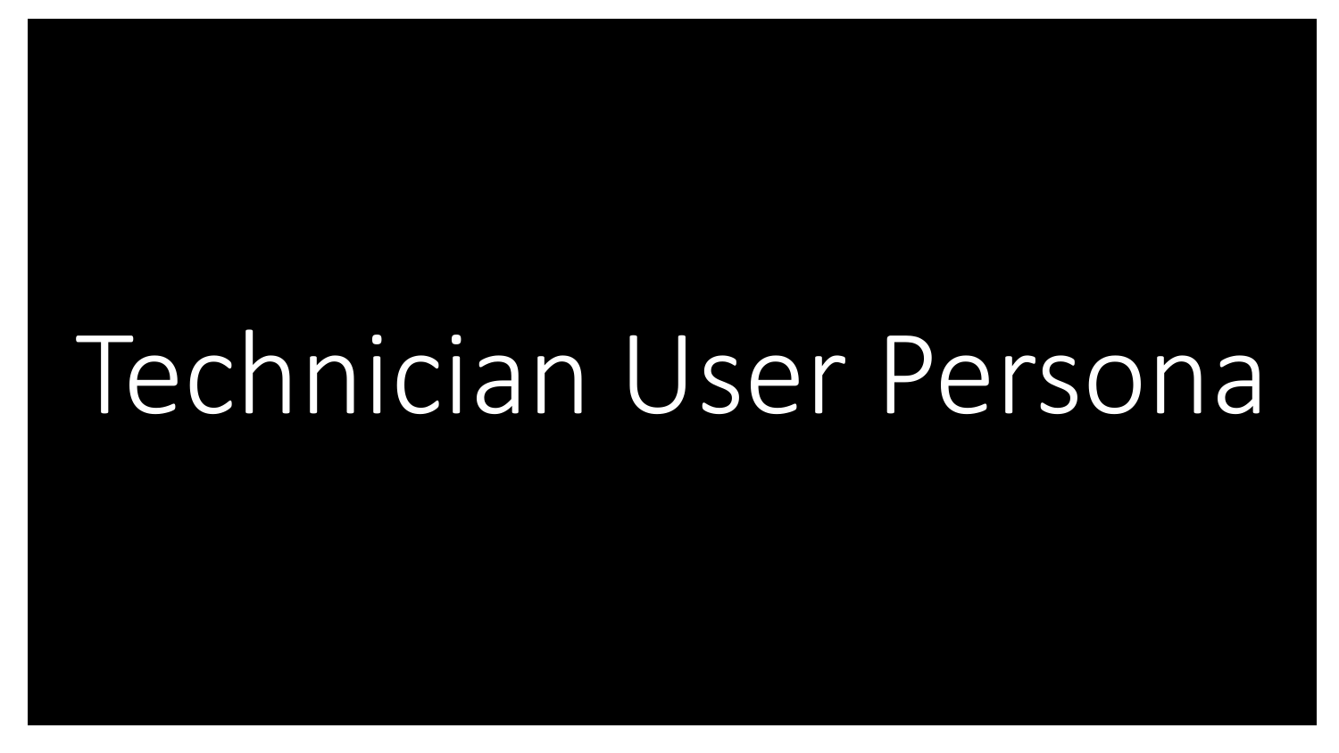# Technician User Persona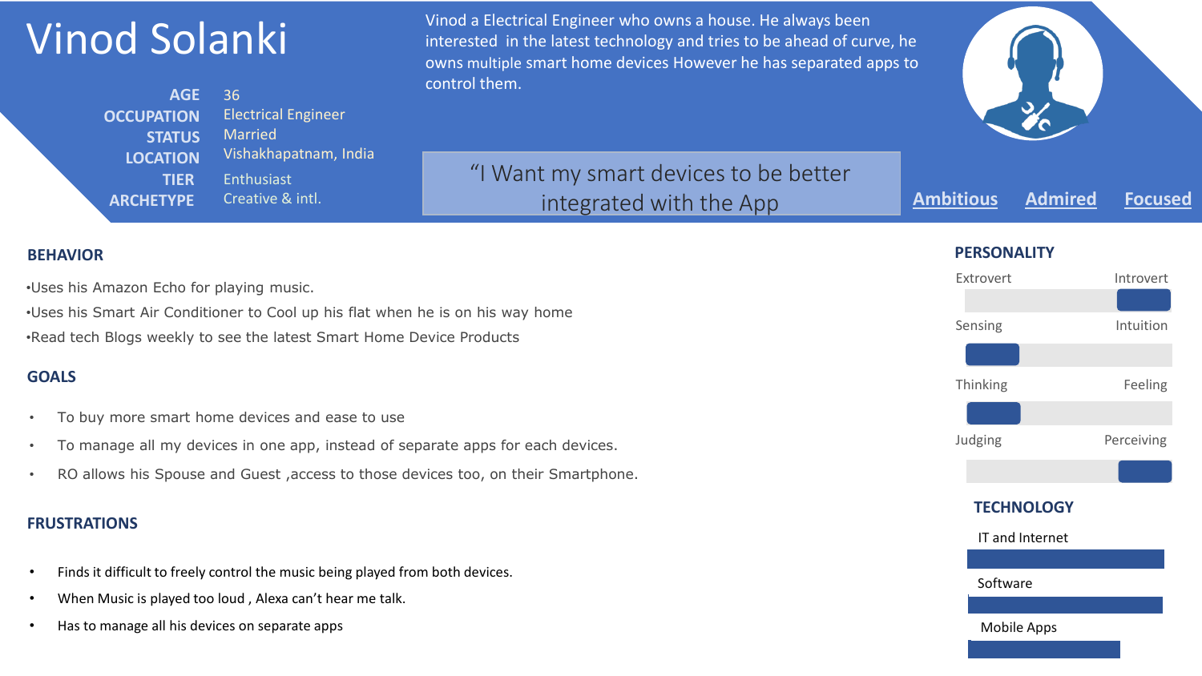# Vinod Solanki

**AGE** 36
**OCCUPATION** Electrical Engineer
**STATUS** Married
**LOCATION** Vishakhapatnam, India
**TIER** Enthusiast
**ARCHETYPE** Creative & intl.

Vinod a Electrical Engineer who owns a house. He always been interested in the latest technology and tries to be ahead of curve, he owns multiple smart home devices However he has separated apps to control them.

> "I Want my smart devices to be better integrated with the App

**Ambitious** **Admired** **Focused**

## BEHAVIOR

- Uses his Amazon Echo for playing music.
- Uses his Smart Air Conditioner to Cool up his flat when he is on his way home
- Read tech Blogs weekly to see the latest Smart Home Device Products

## GOALS

- To buy more smart home devices and ease to use
- To manage all my devices in one app, instead of separate apps for each devices.
- RO allows his Spouse and Guest ,access to those devices too, on their Smartphone.

## FRUSTRATIONS

- Finds it difficult to freely control the music being played from both devices.
- When Music is played too loud , Alexa can't hear me talk.
- Has to manage all his devices on separate apps

## PERSONALITY

Extrovert — Introvert

Sensing — Intuition

Thinking — Feeling

Judging — Perceiving

## TECHNOLOGY

IT and Internet

Software

Mobile Apps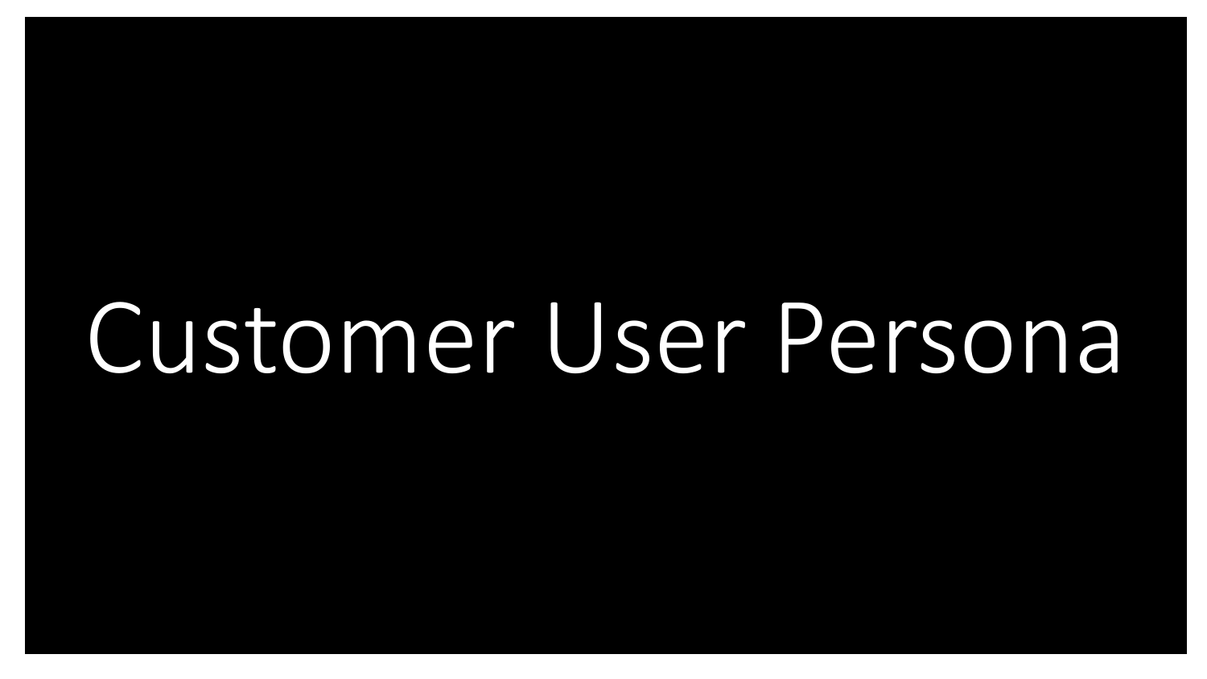# Customer User Persona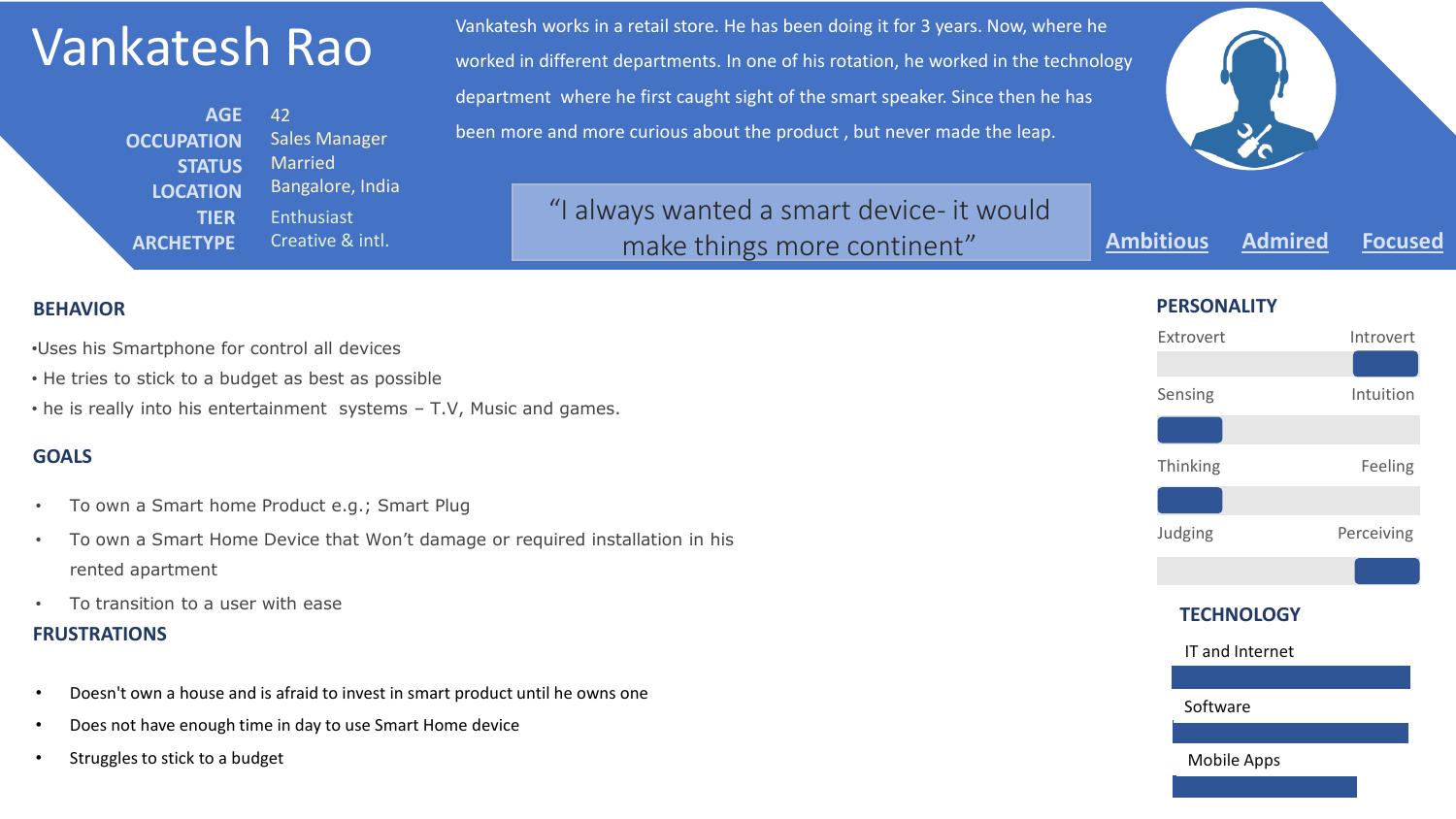# Vankatesh Rao

**AGE** 42
**OCCUPATION** Sales Manager
**STATUS** Married
**LOCATION** Bangalore, India
**TIER** Enthusiast
**ARCHETYPE** Creative & intl.

Vankatesh works in a retail store. He has been doing it for 3 years. Now, where he worked in different departments. In one of his rotation, he worked in the technology department where he first caught sight of the smart speaker. Since then he has been more and more curious about the product , but never made the leap.

> "I always wanted a smart device- it would make things more continent"

Ambitious   Admired   Focused

## BEHAVIOR

- Uses his Smartphone for control all devices
- He tries to stick to a budget as best as possible
- he is really into his entertainment systems – T.V, Music and games.

## GOALS

- To own a Smart home Product e.g.; Smart Plug
- To own a Smart Home Device that Won't damage or required installation in his rented apartment
- To transition to a user with ease

## FRUSTRATIONS

- Doesn't own a house and is afraid to invest in smart product until he owns one
- Does not have enough time in day to use Smart Home device
- Struggles to stick to a budget

## PERSONALITY

Extrovert — Introvert

Sensing — Intuition

Thinking — Feeling

Judging — Perceiving

## TECHNOLOGY

IT and Internet

Software

Mobile Apps